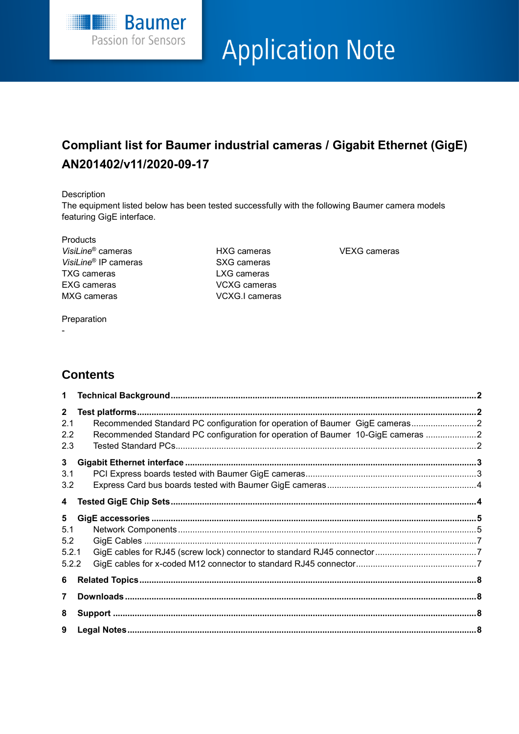Application Note

# Compliant list for Baumer industrial cameras / Gigabit Ethernet (GigE) AN201402/v11/2020-09-17

Description

The equipment listed below has been tested successfully with the following Baumer camera models featuring GigE interface.

Products

*VisiLine*® cameras
*VisiLine*® IP cameras
TXG cameras
EXG cameras
MXG cameras
HXG cameras
SXG cameras
LXG cameras
VCXG cameras
VCXG.I cameras
VEXG cameras

Preparation

-

## Contents

| | | |
|---|---|---|
| **1** | **Technical Background** | **2** |
| **2** | **Test platforms** | **2** |
| 2.1 | Recommended Standard PC configuration for operation of Baumer GigE cameras | 2 |
| 2.2 | Recommended Standard PC configuration for operation of Baumer 10-GigE cameras | 2 |
| 2.3 | Tested Standard PCs | 2 |
| **3** | **Gigabit Ethernet interface** | **3** |
| 3.1 | PCI Express boards tested with Baumer GigE cameras | 3 |
| 3.2 | Express Card bus boards tested with Baumer GigE cameras | 4 |
| **4** | **Tested GigE Chip Sets** | **4** |
| **5** | **GigE accessories** | **5** |
| 5.1 | Network Components | 5 |
| 5.2 | GigE Cables | 7 |
| 5.2.1 | GigE cables for RJ45 (screw lock) connector to standard RJ45 connector | 7 |
| 5.2.2 | GigE cables for x-coded M12 connector to standard RJ45 connector | 7 |
| **6** | **Related Topics** | **8** |
| **7** | **Downloads** | **8** |
| **8** | **Support** | **8** |
| **9** | **Legal Notes** | **8** |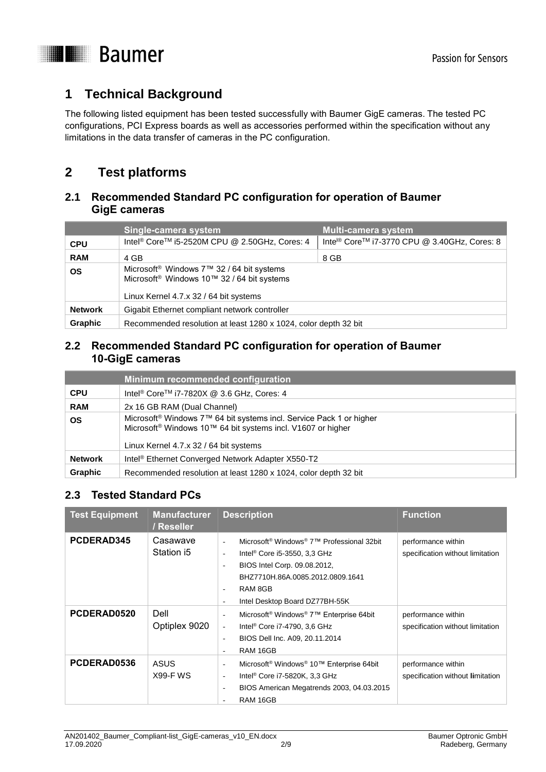# 1 Technical Background

The following listed equipment has been tested successfully with Baumer GigE cameras. The tested PC configurations, PCI Express boards as well as accessories performed within the specification without any limitations in the data transfer of cameras in the PC configuration.

# 2 Test platforms

## 2.1 Recommended Standard PC configuration for operation of Baumer GigE cameras

| | Single-camera system | Multi-camera system |
|---|---|---|
| **CPU** | Intel® Core™ i5-2520M CPU @ 2.50GHz, Cores: 4 | Intel® Core™ i7-3770 CPU @ 3.40GHz, Cores: 8 |
| **RAM** | 4 GB | 8 GB |
| **OS** | Microsoft® Windows 7™ 32 / 64 bit systems<br>Microsoft® Windows 10™ 32 / 64 bit systems<br><br>Linux Kernel 4.7.x 32 / 64 bit systems | |
| **Network** | Gigabit Ethernet compliant network controller | |
| **Graphic** | Recommended resolution at least 1280 x 1024, color depth 32 bit | |

## 2.2 Recommended Standard PC configuration for operation of Baumer 10-GigE cameras

| | Minimum recommended configuration |
|---|---|
| **CPU** | Intel® Core™ i7-7820X @ 3.6 GHz, Cores: 4 |
| **RAM** | 2x 16 GB RAM (Dual Channel) |
| **OS** | Microsoft® Windows 7™ 64 bit systems incl. Service Pack 1 or higher<br>Microsoft® Windows 10™ 64 bit systems incl. V1607 or higher<br><br>Linux Kernel 4.7.x 32 / 64 bit systems |
| **Network** | Intel® Ethernet Converged Network Adapter X550-T2 |
| **Graphic** | Recommended resolution at least 1280 x 1024, color depth 32 bit |

## 2.3 Tested Standard PCs

| Test Equipment | Manufacturer / Reseller | Description | Function |
|---|---|---|---|
| **PCDERAD345** | Casawave Station i5 | - Microsoft® Windows® 7™ Professional 32bit<br>- Intel® Core i5-3550, 3,3 GHz<br>- BIOS Intel Corp. 09.08.2012, BHZ7710H.86A.0085.2012.0809.1641<br>- RAM 8GB<br>- Intel Desktop Board DZ77BH-55K | performance within specification without limitation |
| **PCDERAD0520** | Dell Optiplex 9020 | - Microsoft® Windows® 7™ Enterprise 64bit<br>- Intel® Core i7-4790, 3,6 GHz<br>- BIOS Dell Inc. A09, 20.11.2014<br>- RAM 16GB | performance within specification without limitation |
| **PCDERAD0536** | ASUS X99-F WS | - Microsoft® Windows® 10™ Enterprise 64bit<br>- Intel® Core i7-5820K, 3,3 GHz<br>- BIOS American Megatrends 2003, 04.03.2015<br>- RAM 16GB | performance within specification without limitation |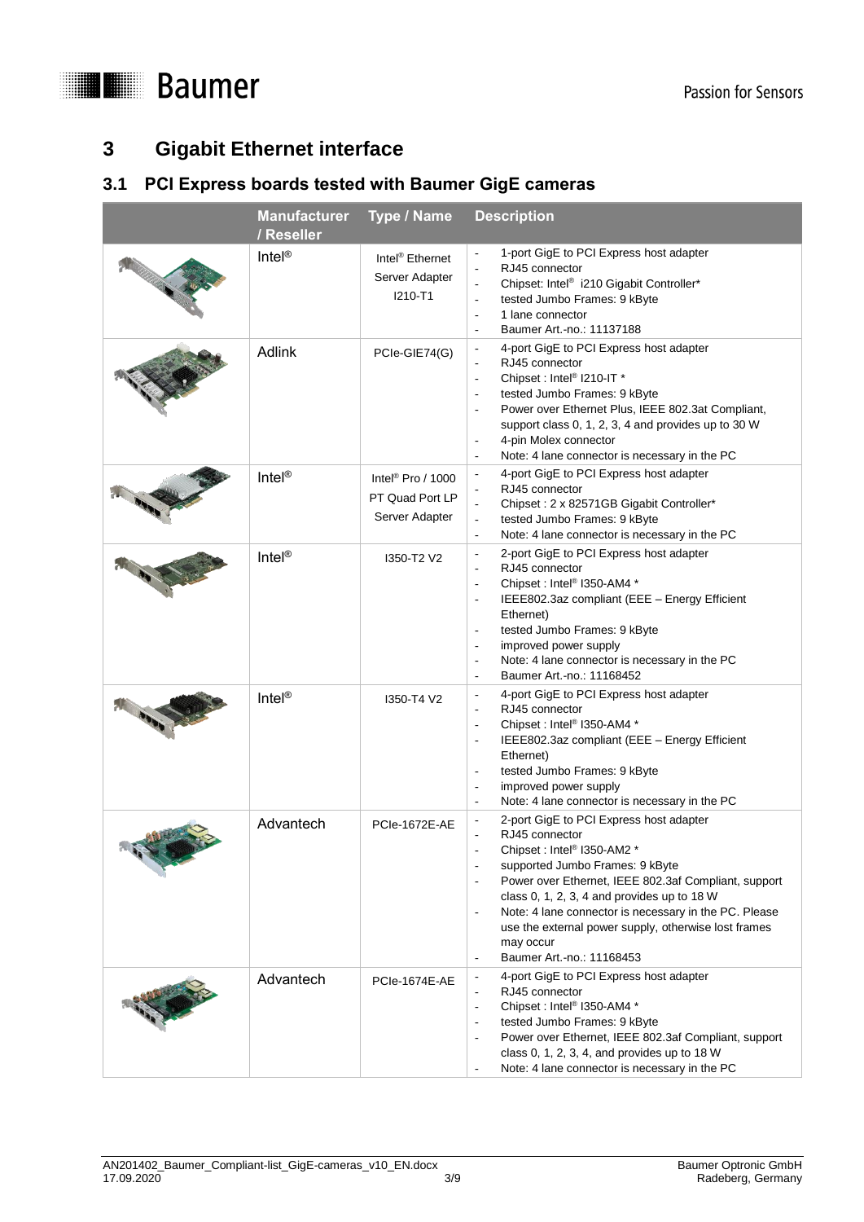# 3 Gigabit Ethernet interface

## 3.1 PCI Express boards tested with Baumer GigE cameras

| | Manufacturer / Reseller | Type / Name | Description |
|---|---|---|---|
| | Intel® | Intel® Ethernet Server Adapter I210-T1 | - 1-port GigE to PCI Express host adapter<br>- RJ45 connector<br>- Chipset: Intel® i210 Gigabit Controller*<br>- tested Jumbo Frames: 9 kByte<br>- 1 lane connector<br>- Baumer Art.-no.: 11137188 |
| | Adlink | PCIe-GIE74(G) | - 4-port GigE to PCI Express host adapter<br>- RJ45 connector<br>- Chipset : Intel® I210-IT *<br>- tested Jumbo Frames: 9 kByte<br>- Power over Ethernet Plus, IEEE 802.3at Compliant, support class 0, 1, 2, 3, 4 and provides up to 30 W<br>- 4-pin Molex connector<br>- Note: 4 lane connector is necessary in the PC |
| | Intel® | Intel® Pro / 1000 PT Quad Port LP Server Adapter | - 4-port GigE to PCI Express host adapter<br>- RJ45 connector<br>- Chipset : 2 x 82571GB Gigabit Controller*<br>- tested Jumbo Frames: 9 kByte<br>- Note: 4 lane connector is necessary in the PC |
| | Intel® | I350-T2 V2 | - 2-port GigE to PCI Express host adapter<br>- RJ45 connector<br>- Chipset : Intel® I350-AM4 *<br>- IEEE802.3az compliant (EEE – Energy Efficient Ethernet)<br>- tested Jumbo Frames: 9 kByte<br>- improved power supply<br>- Note: 4 lane connector is necessary in the PC<br>- Baumer Art.-no.: 11168452 |
| | Intel® | I350-T4 V2 | - 4-port GigE to PCI Express host adapter<br>- RJ45 connector<br>- Chipset : Intel® I350-AM4 *<br>- IEEE802.3az compliant (EEE – Energy Efficient Ethernet)<br>- tested Jumbo Frames: 9 kByte<br>- improved power supply<br>- Note: 4 lane connector is necessary in the PC |
| | Advantech | PCIe-1672E-AE | - 2-port GigE to PCI Express host adapter<br>- RJ45 connector<br>- Chipset : Intel® I350-AM2 *<br>- supported Jumbo Frames: 9 kByte<br>- Power over Ethernet, IEEE 802.3af Compliant, support class 0, 1, 2, 3, 4 and provides up to 18 W<br>- Note: 4 lane connector is necessary in the PC. Please use the external power supply, otherwise lost frames may occur<br>- Baumer Art.-no.: 11168453 |
| | Advantech | PCIe-1674E-AE | - 4-port GigE to PCI Express host adapter<br>- RJ45 connector<br>- Chipset : Intel® I350-AM4 *<br>- tested Jumbo Frames: 9 kByte<br>- Power over Ethernet, IEEE 802.3af Compliant, support class 0, 1, 2, 3, 4, and provides up to 18 W<br>- Note: 4 lane connector is necessary in the PC |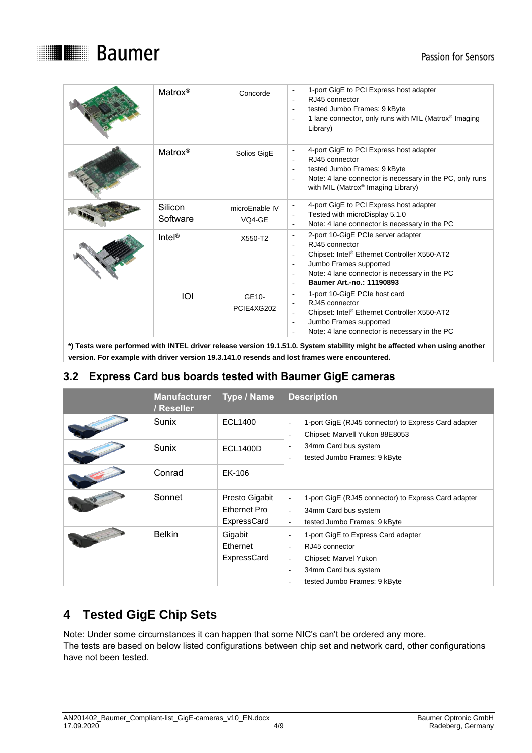| | Manufacturer | Type / Name | Description |
|---|---|---|---|
| | Matrox® | Concorde | - 1-port GigE to PCI Express host adapter<br>- RJ45 connector<br>- tested Jumbo Frames: 9 kByte<br>- 1 lane connector, only runs with MIL (Matrox® Imaging Library) |
| | Matrox® | Solios GigE | - 4-port GigE to PCI Express host adapter<br>- RJ45 connector<br>- tested Jumbo Frames: 9 kByte<br>- Note: 4 lane connector is necessary in the PC, only runs with MIL (Matrox® Imaging Library) |
| | Silicon Software | microEnable IV VQ4-GE | - 4-port GigE to PCI Express host adapter<br>- Tested with microDisplay 5.1.0<br>- Note: 4 lane connector is necessary in the PC |
| | Intel® | X550-T2 | - 2-port 10-GigE PCIe server adapter<br>- RJ45 connector<br>- Chipset: Intel® Ethernet Controller X550-AT2<br>- Jumbo Frames supported<br>- Note: 4 lane connector is necessary in the PC<br>- **Baumer Art.-no.: 11190893** |
| | IOI | GE10-PCIE4XG202 | - 1-port 10-GigE PCIe host card<br>- RJ45 connector<br>- Chipset: Intel® Ethernet Controller X550-AT2<br>- Jumbo Frames supported<br>- Note: 4 lane connector is necessary in the PC |

***) Tests were performed with INTEL driver release version 19.1.51.0. System stability might be affected when using another version. For example with driver version 19.3.141.0 resends and lost frames were encountered.**

## 3.2 Express Card bus boards tested with Baumer GigE cameras

| | Manufacturer / Reseller | Type / Name | Description |
|---|---|---|---|
| | Sunix | ECL1400 | - 1-port GigE (RJ45 connector) to Express Card adapter<br>- Chipset: Marvell Yukon 88E8053<br>- 34mm Card bus system<br>- tested Jumbo Frames: 9 kByte |
| | Sunix | ECL1400D | |
| | Conrad | EK-106 | |
| | Sonnet | Presto Gigabit Ethernet Pro ExpressCard | - 1-port GigE (RJ45 connector) to Express Card adapter<br>- 34mm Card bus system<br>- tested Jumbo Frames: 9 kByte |
| | Belkin | Gigabit Ethernet ExpressCard | - 1-port GigE to Express Card adapter<br>- RJ45 connector<br>- Chipset: Marvel Yukon<br>- 34mm Card bus system<br>- tested Jumbo Frames: 9 kByte |

# 4 Tested GigE Chip Sets

Note: Under some circumstances it can happen that some NIC's can't be ordered any more.
The tests are based on below listed configurations between chip set and network card, other configurations have not been tested.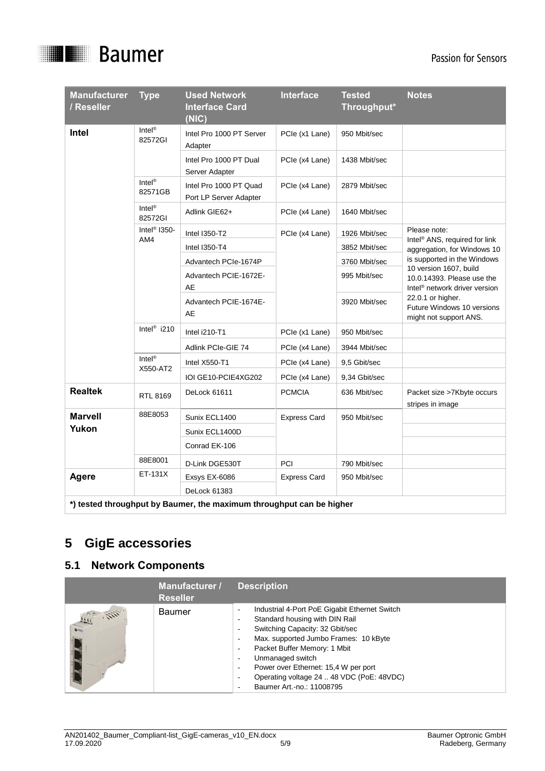| Manufacturer / Reseller | Type | Used Network Interface Card (NIC) | Interface | Tested Throughput* | Notes |
|---|---|---|---|---|---|
| **Intel** | Intel® 82572GI | Intel Pro 1000 PT Server Adapter | PCIe (x1 Lane) | 950 Mbit/sec | |
| | | Intel Pro 1000 PT Dual Server Adapter | PCIe (x4 Lane) | 1438 Mbit/sec | |
| | Intel® 82571GB | Intel Pro 1000 PT Quad Port LP Server Adapter | PCIe (x4 Lane) | 2879 Mbit/sec | |
| | Intel® 82572GI | Adlink GIE62+ | PCIe (x4 Lane) | 1640 Mbit/sec | |
| | Intel® I350-AM4 | Intel I350-T2 | PCIe (x4 Lane) | 1926 Mbit/sec | Please note: Intel® ANS, required for link aggregation, for Windows 10 is supported in the Windows 10 version 1607, build 10.0.14393. Please use the Intel® network driver version 22.0.1 or higher. Future Windows 10 versions might not support ANS. |
| | | Intel I350-T4 | | 3852 Mbit/sec | |
| | | Advantech PCIe-1674P | | 3760 Mbit/sec | |
| | | Advantech PCIE-1672E-AE | | 995 Mbit/sec | |
| | | Advantech PCIE-1674E-AE | | 3920 Mbit/sec | |
| | Intel® i210 | Intel i210-T1 | PCIe (x1 Lane) | 950 Mbit/sec | |
| | | Adlink PCIe-GIE 74 | PCIe (x4 Lane) | 3944 Mbit/sec | |
| | Intel® X550-AT2 | Intel X550-T1 | PCIe (x4 Lane) | 9,5 Gbit/sec | |
| | | IOI GE10-PCIE4XG202 | PCIe (x4 Lane) | 9,34 Gbit/sec | |
| **Realtek** | RTL 8169 | DeLock 61611 | PCMCIA | 636 Mbit/sec | Packet size >7Kbyte occurs stripes in image |
| **Marvell Yukon** | 88E8053 | Sunix ECL1400 | Express Card | 950 Mbit/sec | |
| | | Sunix ECL1400D | | | |
| | | Conrad EK-106 | | | |
| | 88E8001 | D-Link DGE530T | PCI | 790 Mbit/sec | |
| **Agere** | ET-131X | Exsys EX-6086 | Express Card | 950 Mbit/sec | |
| | | DeLock 61383 | | | |

**\*) tested throughput by Baumer, the maximum throughput can be higher**

# 5 GigE accessories

## 5.1 Network Components

| | Manufacturer / Reseller | Description |
|---|---|---|
| | Baumer | - Industrial 4-Port PoE Gigabit Ethernet Switch<br>- Standard housing with DIN Rail<br>- Switching Capacity: 32 Gbit/sec<br>- Max. supported Jumbo Frames: 10 kByte<br>- Packet Buffer Memory: 1 Mbit<br>- Unmanaged switch<br>- Power over Ethernet: 15,4 W per port<br>- Operating voltage 24 .. 48 VDC (PoE: 48VDC)<br>- Baumer Art.-no.: 11008795 |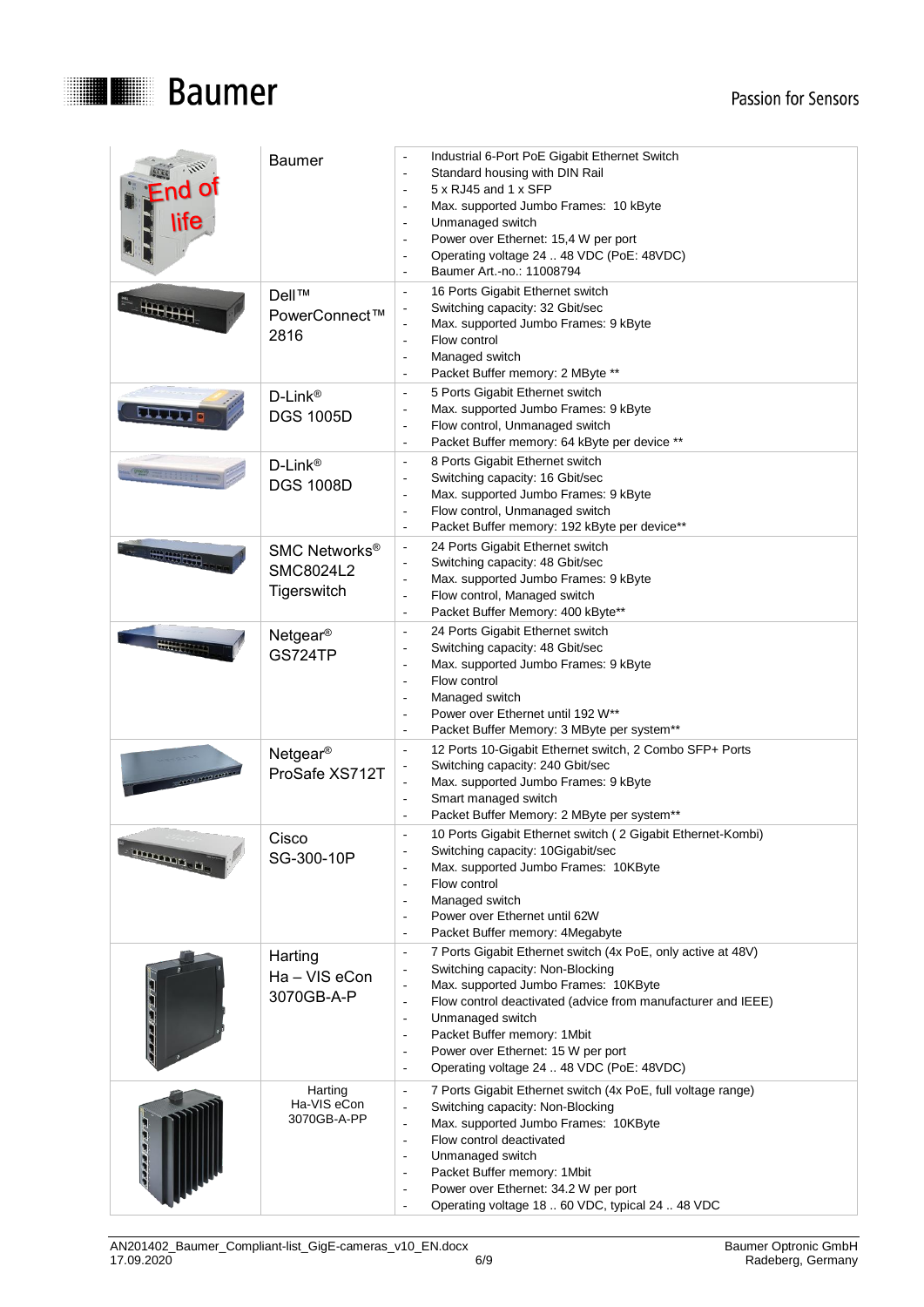| | | |
|---|---|---|
| End of life | Baumer | - Industrial 6-Port PoE Gigabit Ethernet Switch<br>- Standard housing with DIN Rail<br>- 5 x RJ45 and 1 x SFP<br>- Max. supported Jumbo Frames: 10 kByte<br>- Unmanaged switch<br>- Power over Ethernet: 15,4 W per port<br>- Operating voltage 24 .. 48 VDC (PoE: 48VDC)<br>- Baumer Art.-no.: 11008794 |
| | Dell™ PowerConnect™ 2816 | - 16 Ports Gigabit Ethernet switch<br>- Switching capacity: 32 Gbit/sec<br>- Max. supported Jumbo Frames: 9 kByte<br>- Flow control<br>- Managed switch<br>- Packet Buffer memory: 2 MByte ** |
| | D-Link® DGS 1005D | - 5 Ports Gigabit Ethernet switch<br>- Max. supported Jumbo Frames: 9 kByte<br>- Flow control, Unmanaged switch<br>- Packet Buffer memory: 64 kByte per device ** |
| | D-Link® DGS 1008D | - 8 Ports Gigabit Ethernet switch<br>- Switching capacity: 16 Gbit/sec<br>- Max. supported Jumbo Frames: 9 kByte<br>- Flow control, Unmanaged switch<br>- Packet Buffer memory: 192 kByte per device** |
| | SMC Networks® SMC8024L2 Tigerswitch | - 24 Ports Gigabit Ethernet switch<br>- Switching capacity: 48 Gbit/sec<br>- Max. supported Jumbo Frames: 9 kByte<br>- Flow control, Managed switch<br>- Packet Buffer Memory: 400 kByte** |
| | Netgear® GS724TP | - 24 Ports Gigabit Ethernet switch<br>- Switching capacity: 48 Gbit/sec<br>- Max. supported Jumbo Frames: 9 kByte<br>- Flow control<br>- Managed switch<br>- Power over Ethernet until 192 W**<br>- Packet Buffer Memory: 3 MByte per system** |
| | Netgear® ProSafe XS712T | - 12 Ports 10-Gigabit Ethernet switch, 2 Combo SFP+ Ports<br>- Switching capacity: 240 Gbit/sec<br>- Max. supported Jumbo Frames: 9 kByte<br>- Smart managed switch<br>- Packet Buffer Memory: 2 MByte per system** |
| | Cisco SG-300-10P | - 10 Ports Gigabit Ethernet switch ( 2 Gigabit Ethernet-Kombi)<br>- Switching capacity: 10Gigabit/sec<br>- Max. supported Jumbo Frames: 10KByte<br>- Flow control<br>- Managed switch<br>- Power over Ethernet until 62W<br>- Packet Buffer memory: 4Megabyte |
| | Harting Ha – VIS eCon 3070GB-A-P | - 7 Ports Gigabit Ethernet switch (4x PoE, only active at 48V)<br>- Switching capacity: Non-Blocking<br>- Max. supported Jumbo Frames: 10KByte<br>- Flow control deactivated (advice from manufacturer and IEEE)<br>- Unmanaged switch<br>- Packet Buffer memory: 1Mbit<br>- Power over Ethernet: 15 W per port<br>- Operating voltage 24 .. 48 VDC (PoE: 48VDC) |
| | Harting Ha-VIS eCon 3070GB-A-PP | - 7 Ports Gigabit Ethernet switch (4x PoE, full voltage range)<br>- Switching capacity: Non-Blocking<br>- Max. supported Jumbo Frames: 10KByte<br>- Flow control deactivated<br>- Unmanaged switch<br>- Packet Buffer memory: 1Mbit<br>- Power over Ethernet: 34.2 W per port<br>- Operating voltage 18 .. 60 VDC, typical 24 .. 48 VDC |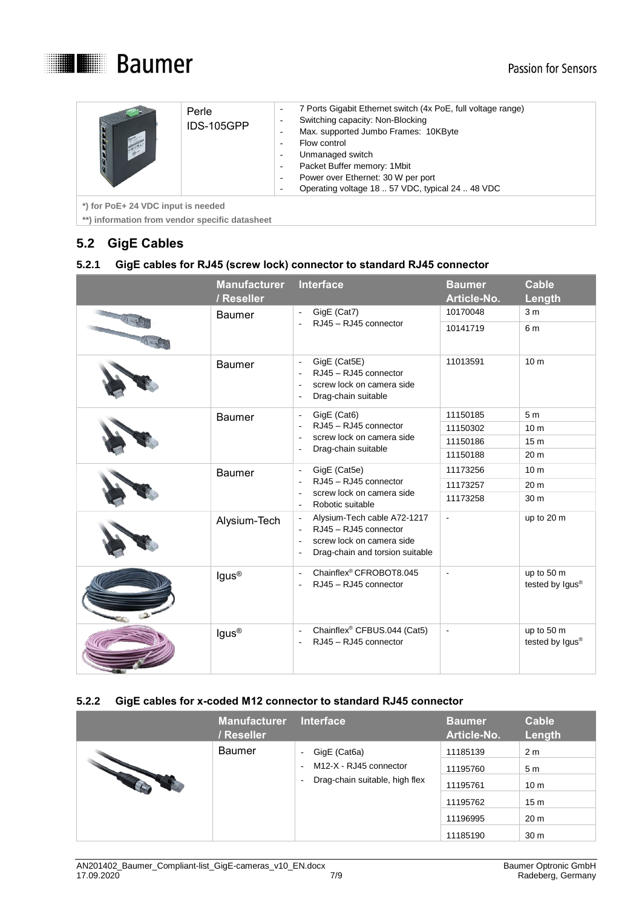| | | |
|---|---|---|
| | Perle IDS-105GPP | - 7 Ports Gigabit Ethernet switch (4x PoE, full voltage range)<br>- Switching capacity: Non-Blocking<br>- Max. supported Jumbo Frames: 10KByte<br>- Flow control<br>- Unmanaged switch<br>- Packet Buffer memory: 1Mbit<br>- Power over Ethernet: 30 W per port<br>- Operating voltage 18 .. 57 VDC, typical 24 .. 48 VDC |

**\*) for PoE+ 24 VDC input is needed**
**\*\*) information from vendor specific datasheet**

## 5.2 GigE Cables

### 5.2.1 GigE cables for RJ45 (screw lock) connector to standard RJ45 connector

| | Manufacturer / Reseller | Interface | Baumer Article-No. | Cable Length |
|---|---|---|---|---|
| | Baumer | - GigE (Cat7)<br>- RJ45 – RJ45 connector | 10170048 | 3 m |
| | | | 10141719 | 6 m |
| | Baumer | - GigE (Cat5E)<br>- RJ45 – RJ45 connector<br>- screw lock on camera side<br>- Drag-chain suitable | 11013591 | 10 m |
| | Baumer | - GigE (Cat6)<br>- RJ45 – RJ45 connector<br>- screw lock on camera side<br>- Drag-chain suitable | 11150185 | 5 m |
| | | | 11150302 | 10 m |
| | | | 11150186 | 15 m |
| | | | 11150188 | 20 m |
| | Baumer | - GigE (Cat5e)<br>- RJ45 – RJ45 connector<br>- screw lock on camera side<br>- Robotic suitable | 11173256 | 10 m |
| | | | 11173257 | 20 m |
| | | | 11173258 | 30 m |
| | Alysium-Tech | - Alysium-Tech cable A72-1217<br>- RJ45 – RJ45 connector<br>- screw lock on camera side<br>- Drag-chain and torsion suitable | - | up to 20 m |
| | Igus® | - Chainflex® CFROBOT8.045<br>- RJ45 – RJ45 connector | - | up to 50 m tested by Igus® |
| | Igus® | - Chainflex® CFBUS.044 (Cat5)<br>- RJ45 – RJ45 connector | - | up to 50 m tested by Igus® |

### 5.2.2 GigE cables for x-coded M12 connector to standard RJ45 connector

| | Manufacturer / Reseller | Interface | Baumer Article-No. | Cable Length |
|---|---|---|---|---|
| | Baumer | - GigE (Cat6a)<br>- M12-X - RJ45 connector<br>- Drag-chain suitable, high flex | 11185139 | 2 m |
| | | | 11195760 | 5 m |
| | | | 11195761 | 10 m |
| | | | 11195762 | 15 m |
| | | | 11196995 | 20 m |
| | | | 11185190 | 30 m |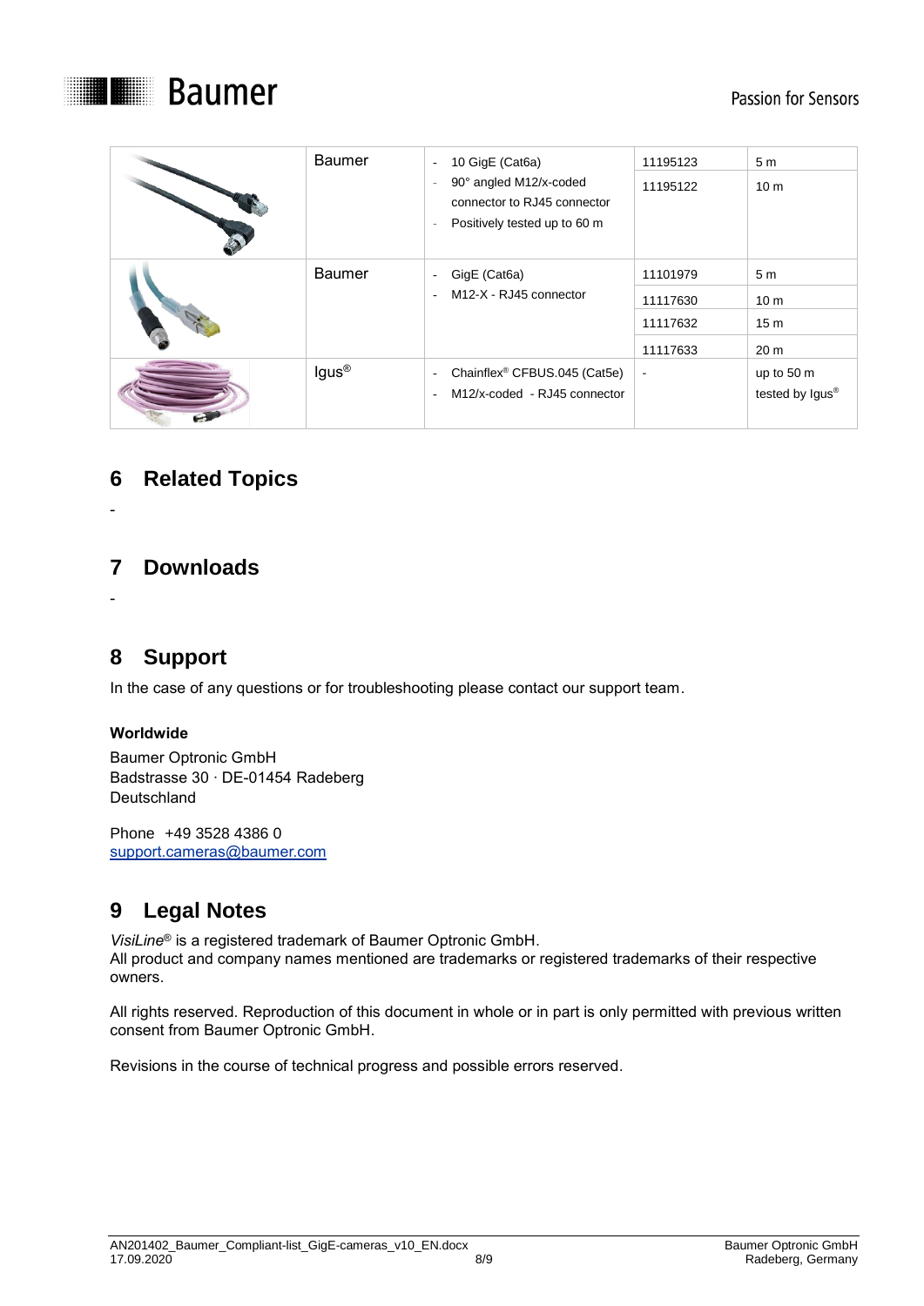| | Baumer | - 10 GigE (Cat6a)<br>- 90° angled M12/x-coded connector to RJ45 connector<br>- Positively tested up to 60 m | 11195123 | 5 m |
|---|---|---|---|---|
| | | | 11195122 | 10 m |
| | Baumer | - GigE (Cat6a)<br>- M12-X - RJ45 connector | 11101979 | 5 m |
| | | | 11117630 | 10 m |
| | | | 11117632 | 15 m |
| | | | 11117633 | 20 m |
| | Igus® | - Chainflex® CFBUS.045 (Cat5e)<br>- M12/x-coded - RJ45 connector | - | up to 50 m tested by Igus® |

# 6 Related Topics

-

# 7 Downloads

-

# 8 Support

In the case of any questions or for troubleshooting please contact our support team.

**Worldwide**

Baumer Optronic GmbH
Badstrasse 30 · DE-01454 Radeberg
Deutschland

Phone +49 3528 4386 0
support.cameras@baumer.com

# 9 Legal Notes

*VisiLine*® is a registered trademark of Baumer Optronic GmbH.
All product and company names mentioned are trademarks or registered trademarks of their respective owners.

All rights reserved. Reproduction of this document in whole or in part is only permitted with previous written consent from Baumer Optronic GmbH.

Revisions in the course of technical progress and possible errors reserved.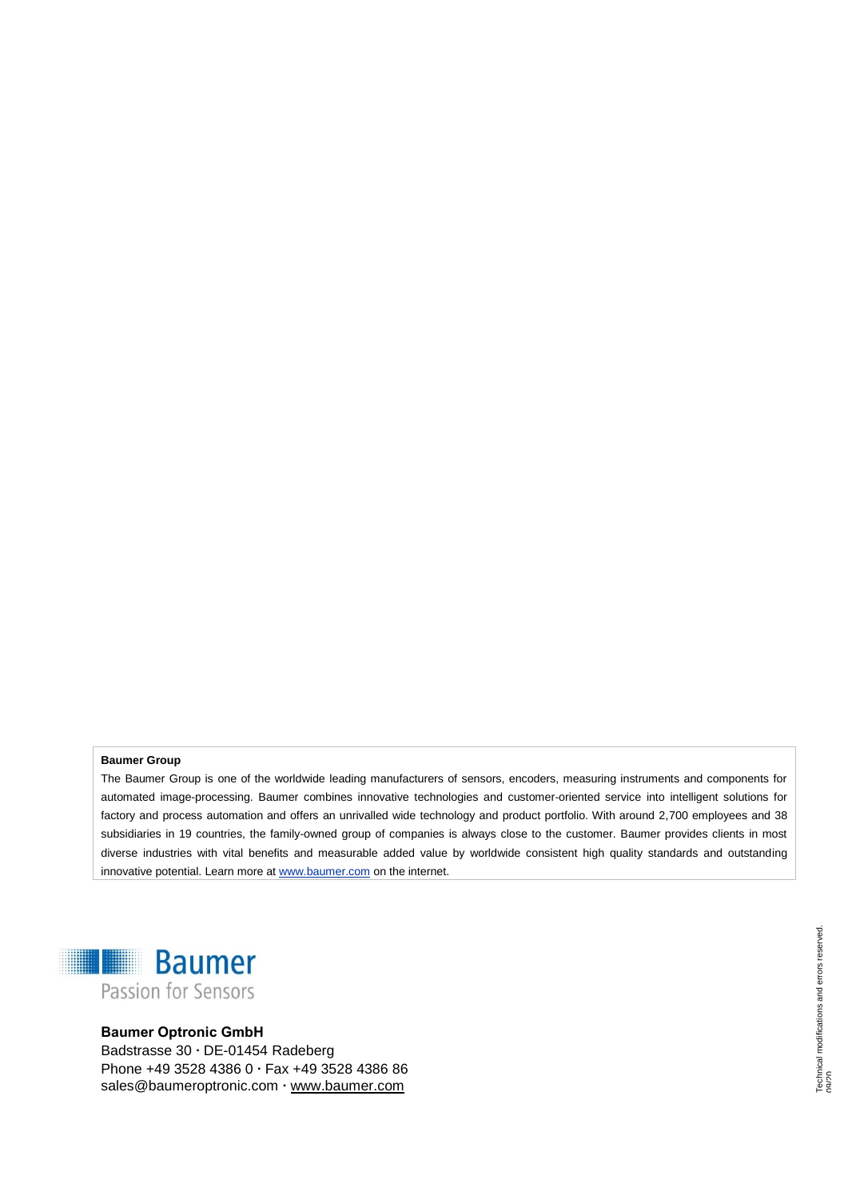**Baumer Group**

The Baumer Group is one of the worldwide leading manufacturers of sensors, encoders, measuring instruments and components for automated image-processing. Baumer combines innovative technologies and customer-oriented service into intelligent solutions for factory and process automation and offers an unrivalled wide technology and product portfolio. With around 2,700 employees and 38 subsidiaries in 19 countries, the family-owned group of companies is always close to the customer. Baumer provides clients in most diverse industries with vital benefits and measurable added value by worldwide consistent high quality standards and outstanding innovative potential. Learn more at www.baumer.com on the internet.

Baumer

Passion for Sensors

**Baumer Optronic GmbH**
Badstrasse 30 · DE-01454 Radeberg
Phone +49 3528 4386 0 · Fax +49 3528 4386 86
sales@baumeroptronic.com · www.baumer.com

Technical modifications and errors reserved. 04/20